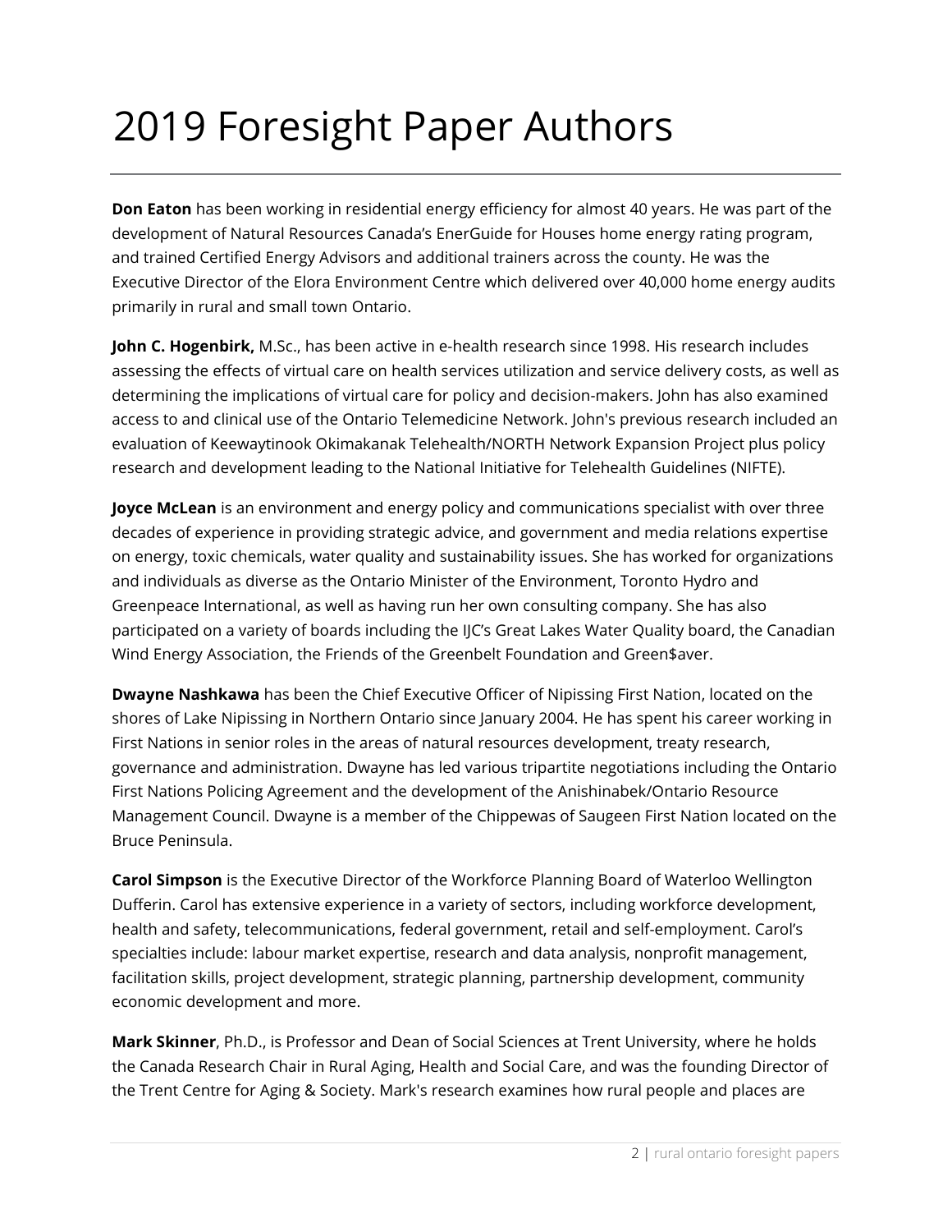# 2019 Foresight Paper Authors

**Don Eaton** has been working in residential energy efficiency for almost 40 years. He was part of the development of Natural Resources Canada's EnerGuide for Houses home energy rating program, and trained Certified Energy Advisors and additional trainers across the county. He was the Executive Director of the Elora Environment Centre which delivered over 40,000 home energy audits primarily in rural and small town Ontario.

**John C. Hogenbirk,** M.Sc., has been active in e-health research since 1998. His research includes assessing the effects of virtual care on health services utilization and service delivery costs, as well as determining the implications of virtual care for policy and decision-makers. John has also examined access to and clinical use of the Ontario Telemedicine Network. John's previous research included an evaluation of Keewaytinook Okimakanak Telehealth/NORTH Network Expansion Project plus policy research and development leading to the National Initiative for Telehealth Guidelines (NIFTE).

**Joyce McLean** is an environment and energy policy and communications specialist with over three decades of experience in providing strategic advice, and government and media relations expertise on energy, toxic chemicals, water quality and sustainability issues. She has worked for organizations and individuals as diverse as the Ontario Minister of the Environment, Toronto Hydro and Greenpeace International, as well as having run her own consulting company. She has also participated on a variety of boards including the IJC's Great Lakes Water Quality board, the Canadian Wind Energy Association, the Friends of the Greenbelt Foundation and Green$aver.

**Dwayne Nashkawa** has been the Chief Executive Officer of Nipissing First Nation, located on the shores of Lake Nipissing in Northern Ontario since January 2004. He has spent his career working in First Nations in senior roles in the areas of natural resources development, treaty research, governance and administration. Dwayne has led various tripartite negotiations including the Ontario First Nations Policing Agreement and the development of the Anishinabek/Ontario Resource Management Council. Dwayne is a member of the Chippewas of Saugeen First Nation located on the Bruce Peninsula.

**Carol Simpson** is the Executive Director of the Workforce Planning Board of Waterloo Wellington Dufferin. Carol has extensive experience in a variety of sectors, including workforce development, health and safety, telecommunications, federal government, retail and self-employment. Carol's specialties include: labour market expertise, research and data analysis, nonprofit management, facilitation skills, project development, strategic planning, partnership development, community economic development and more.

**Mark Skinner**, Ph.D., is Professor and Dean of Social Sciences at Trent University, where he holds the Canada Research Chair in Rural Aging, Health and Social Care, and was the founding Director of the Trent Centre for Aging & Society. Mark's research examines how rural people and places are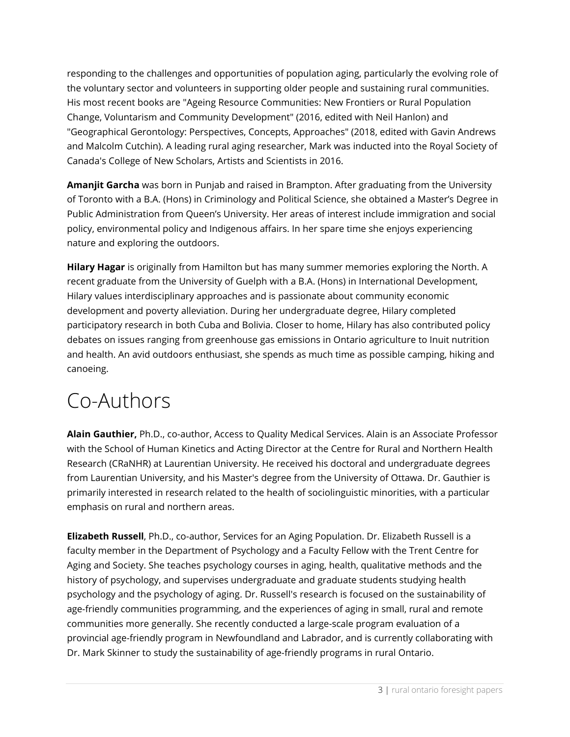responding to the challenges and opportunities of population aging, particularly the evolving role of the voluntary sector and volunteers in supporting older people and sustaining rural communities. His most recent books are "Ageing Resource Communities: New Frontiers or Rural Population Change, Voluntarism and Community Development" (2016, edited with Neil Hanlon) and "Geographical Gerontology: Perspectives, Concepts, Approaches" (2018, edited with Gavin Andrews and Malcolm Cutchin). A leading rural aging researcher, Mark was inducted into the Royal Society of Canada's College of New Scholars, Artists and Scientists in 2016.

**Amanjit Garcha** was born in Punjab and raised in Brampton. After graduating from the University of Toronto with a B.A. (Hons) in Criminology and Political Science, she obtained a Master's Degree in Public Administration from Queen's University. Her areas of interest include immigration and social policy, environmental policy and Indigenous affairs. In her spare time she enjoys experiencing nature and exploring the outdoors.

**Hilary Hagar** is originally from Hamilton but has many summer memories exploring the North. A recent graduate from the University of Guelph with a B.A. (Hons) in International Development, Hilary values interdisciplinary approaches and is passionate about community economic development and poverty alleviation. During her undergraduate degree, Hilary completed participatory research in both Cuba and Bolivia. Closer to home, Hilary has also contributed policy debates on issues ranging from greenhouse gas emissions in Ontario agriculture to Inuit nutrition and health. An avid outdoors enthusiast, she spends as much time as possible camping, hiking and canoeing.

# Co-Authors

**Alain Gauthier,** Ph.D., co-author, Access to Quality Medical Services. Alain is an Associate Professor with the School of Human Kinetics and Acting Director at the Centre for Rural and Northern Health Research (CRaNHR) at Laurentian University. He received his doctoral and undergraduate degrees from Laurentian University, and his Master's degree from the University of Ottawa. Dr. Gauthier is primarily interested in research related to the health of sociolinguistic minorities, with a particular emphasis on rural and northern areas.

**Elizabeth Russell**, Ph.D., co-author, Services for an Aging Population. Dr. Elizabeth Russell is a faculty member in the Department of Psychology and a Faculty Fellow with the Trent Centre for Aging and Society. She teaches psychology courses in aging, health, qualitative methods and the history of psychology, and supervises undergraduate and graduate students studying health psychology and the psychology of aging. Dr. Russell's research is focused on the sustainability of age-friendly communities programming, and the experiences of aging in small, rural and remote communities more generally. She recently conducted a large-scale program evaluation of a provincial age-friendly program in Newfoundland and Labrador, and is currently collaborating with Dr. Mark Skinner to study the sustainability of age-friendly programs in rural Ontario.